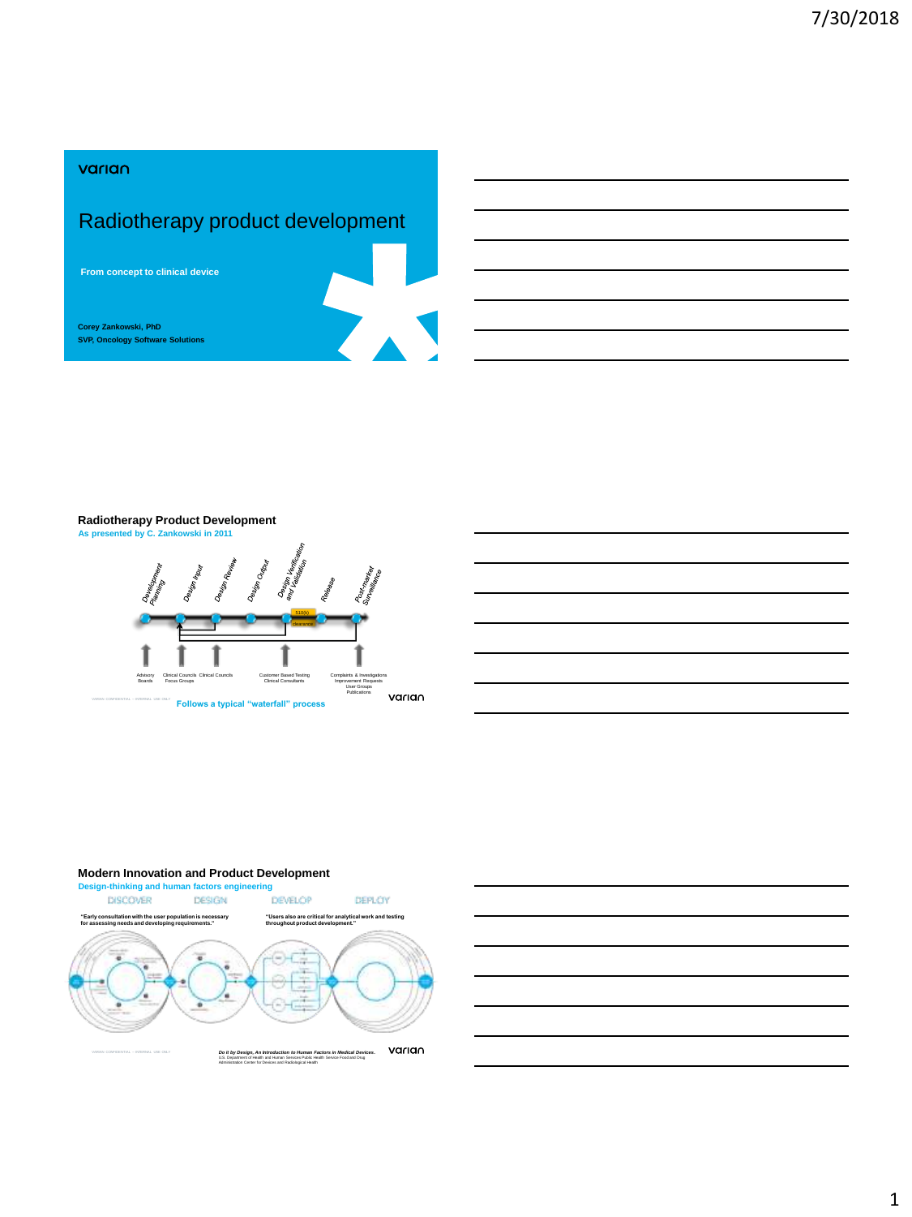# Radiotherapy product development

From concept to clinical device

**Corey Zankowski, PhD**
**SVP, Oncology Software Solutions**

## Radiotherapy Product Development

As presented by C. Zankowski in 2011

Development Planning — Design Input — Design Review — Design Output — Design Verification and Validation — Release — Post-market Surveillance

510(k) clearance

Advisory Boards | Clinical Councils, Focus Groups | Clinical Councils | Customer Based Testing, Clinical Consultants | Complaints & Investigations, Improvement Requests, User Groups, Publications

Follows a typical "waterfall" process

## Modern Innovation and Product Development

Design-thinking and human factors engineering

DISCOVER — DESIGN — DEVELOP — DEPLOY

"Early consultation with the user population is necessary for assessing needs and developing requirements."

"Users also are critical for analytical work and testing throughout product development."

*Do it by Design, An Introduction to Human Factors in Medical Devices.* U.S. Department of Health and Human Services Public Health Service Food and Drug Administration Center for Devices and Radiological Health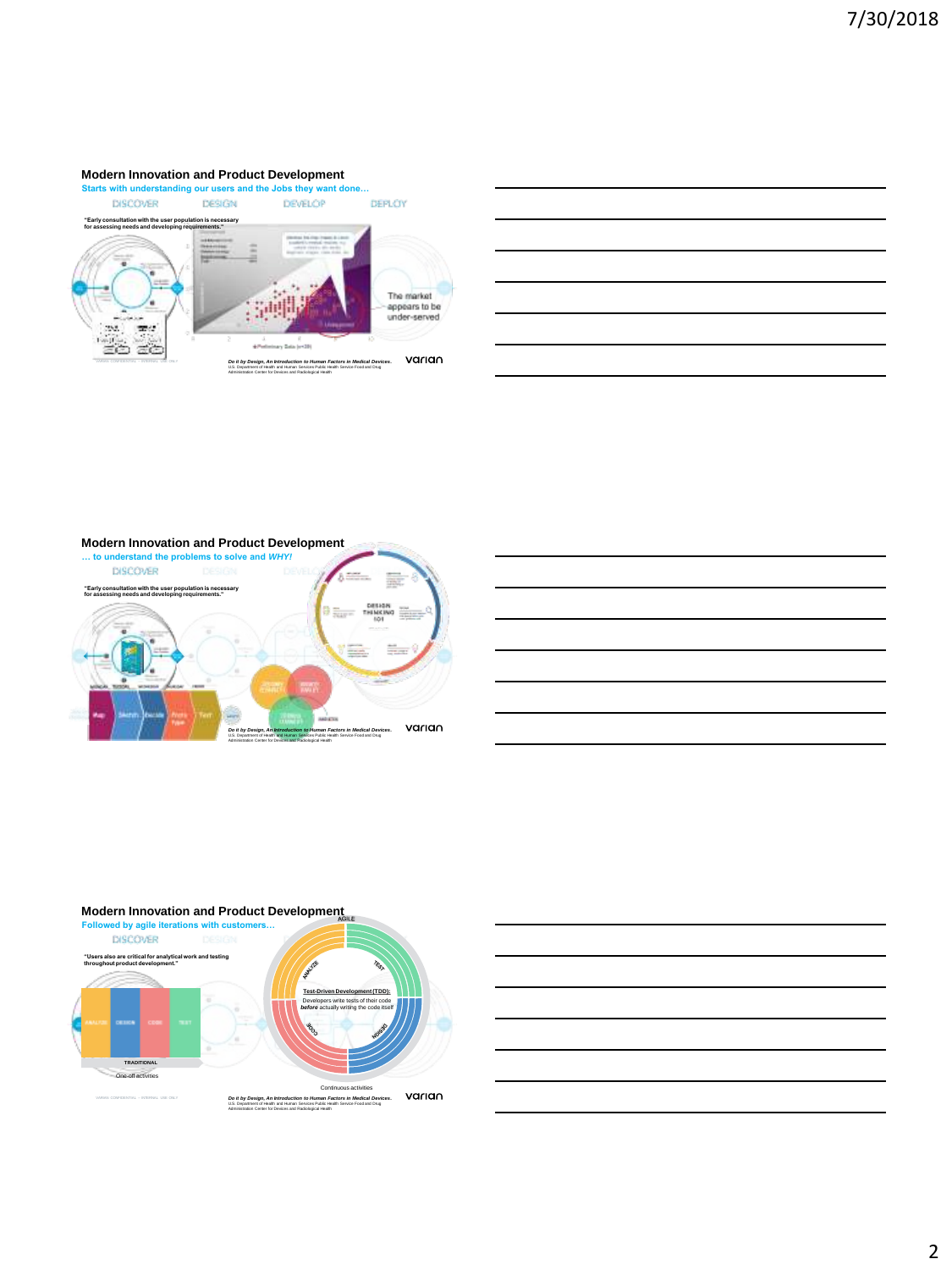## Modern Innovation and Product Development

**Starts with understanding our users and the Jobs they want done…**

DISCOVER DESIGN DEVELOP DEPLOY

**"Early consultation with the user population is necessary for assessing needs and developing requirements."**

The market appears to be under-served

*Do it by Design, An Introduction to Human Factors in Medical Devices*. U.S. Department of Health and Human Services Public Health Service Food and Drug Administration Center for Devices and Radiological Health

varian

## Modern Innovation and Product Development

**… to understand the problems to solve and *WHY!***

DISCOVER

**"Early consultation with the user population is necessary for assessing needs and developing requirements."**

Map Sketch Decide Prototype Test

*Do it by Design, An Introduction to Human Factors in Medical Devices*. U.S. Department of Health and Human Services Public Health Service Food and Drug Administration Center for Devices and Radiological Health

varian

## Modern Innovation and Product Development

**Followed by agile iterations with customers…**

DISCOVER

**"Users also are critical for analytical work and testing throughout product development."**

ANALYZE DESIGN CODE TEST

TRADITIONAL

One-off activities

AGILE

Test-Driven Development (TDD): Developers write tests of their code *before* actually writing the code itself

Continuous activities

*Do it by Design, An Introduction to Human Factors in Medical Devices*. U.S. Department of Health and Human Services Public Health Service Food and Drug Administration Center for Devices and Radiological Health

varian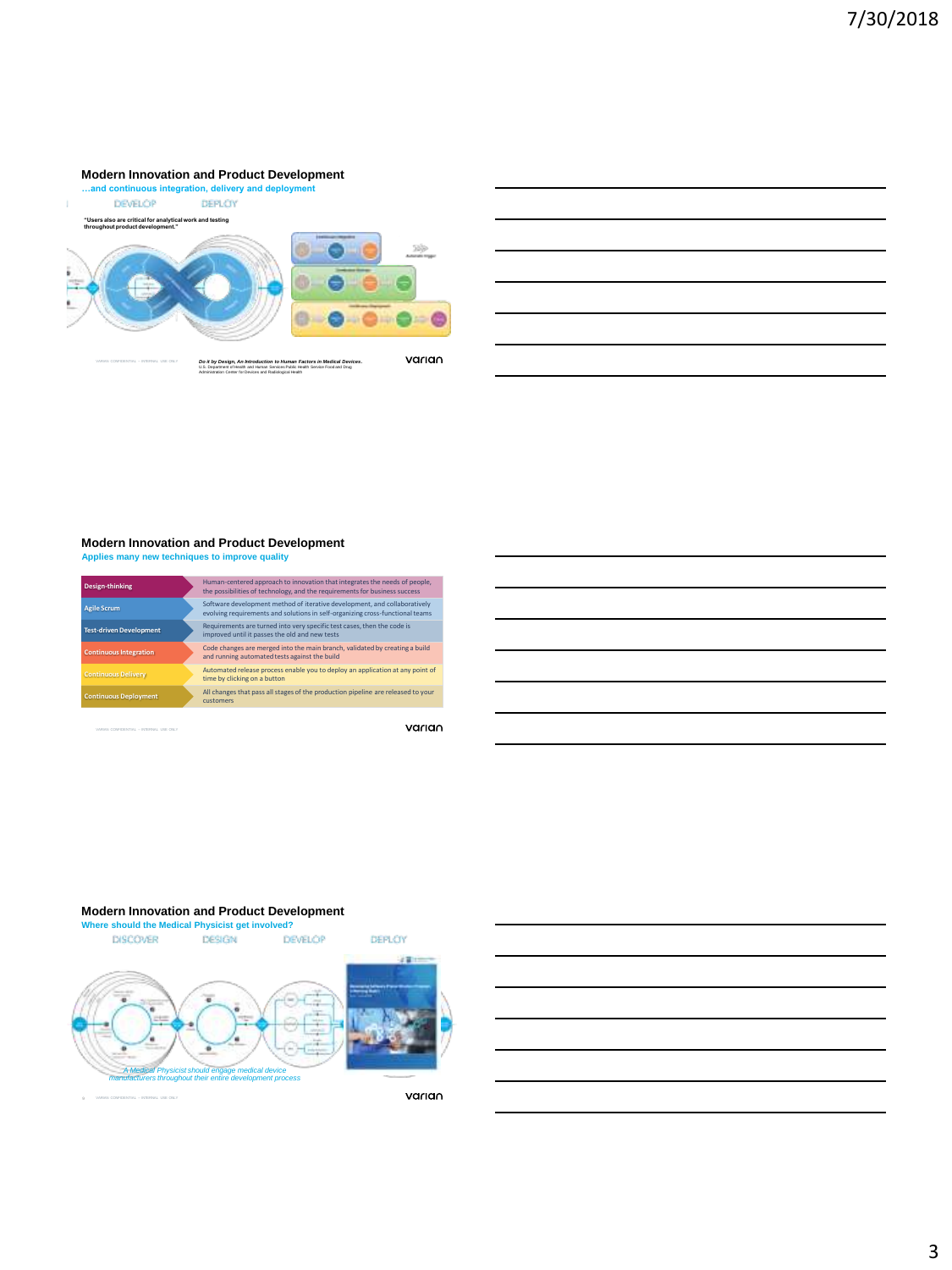## Modern Innovation and Product Development

**…and continuous integration, delivery and deployment**

DEVELOP DEPLOY

**"Users also are critical for analytical work and testing throughout product development."**

***Do it by Design, An Introduction to Human Factors in Medical Devices.***
U.S. Department of Health and Human Services Public Health Service Food and Drug Administration Center for Devices and Radiological Health

varian

## Modern Innovation and Product Development

**Applies many new techniques to improve quality**

| | |
|---|---|
| Design-thinking | Human-centered approach to innovation that integrates the needs of people, the possibilities of technology, and the requirements for business success |
| Agile Scrum | Software development method of iterative development, and collaboratively evolving requirements and solutions in self-organizing cross-functional teams |
| Test-driven Development | Requirements are turned into very specific test cases, then the code is improved until it passes the old and new tests |
| Continuous Integration | Code changes are merged into the main branch, validated by creating a build and running automated tests against the build |
| Continuous Delivery | Automated release process enable you to deploy an application at any point of time by clicking on a button |
| Continuous Deployment | All changes that pass all stages of the production pipeline are released to your customers |

varian

## Modern Innovation and Product Development

**Where should the Medical Physicist get involved?**

DISCOVER DESIGN DEVELOP DEPLOY

*A Medical Physicist should engage medical device manufacturers throughout their entire development process*

varian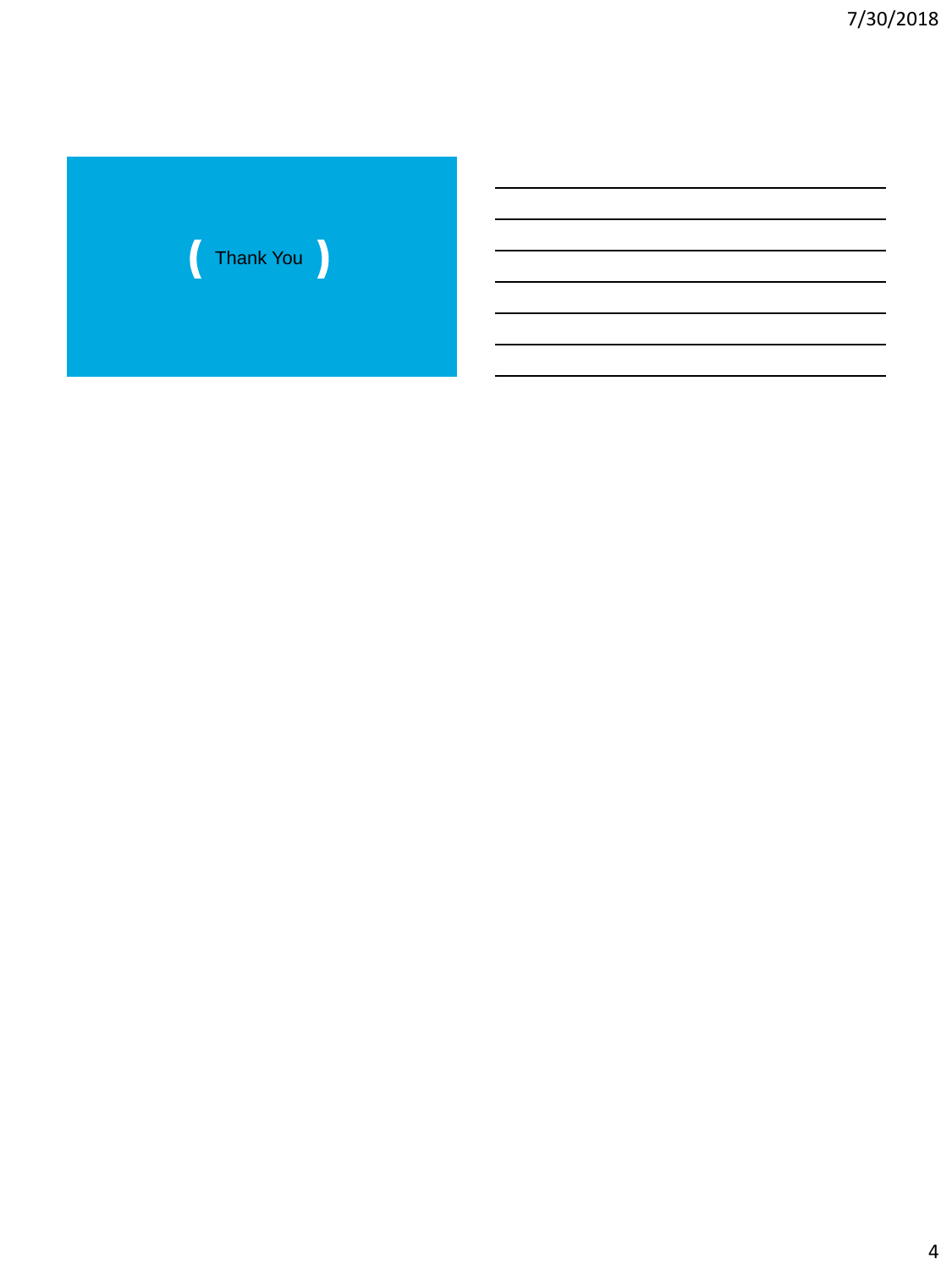( Thank You )